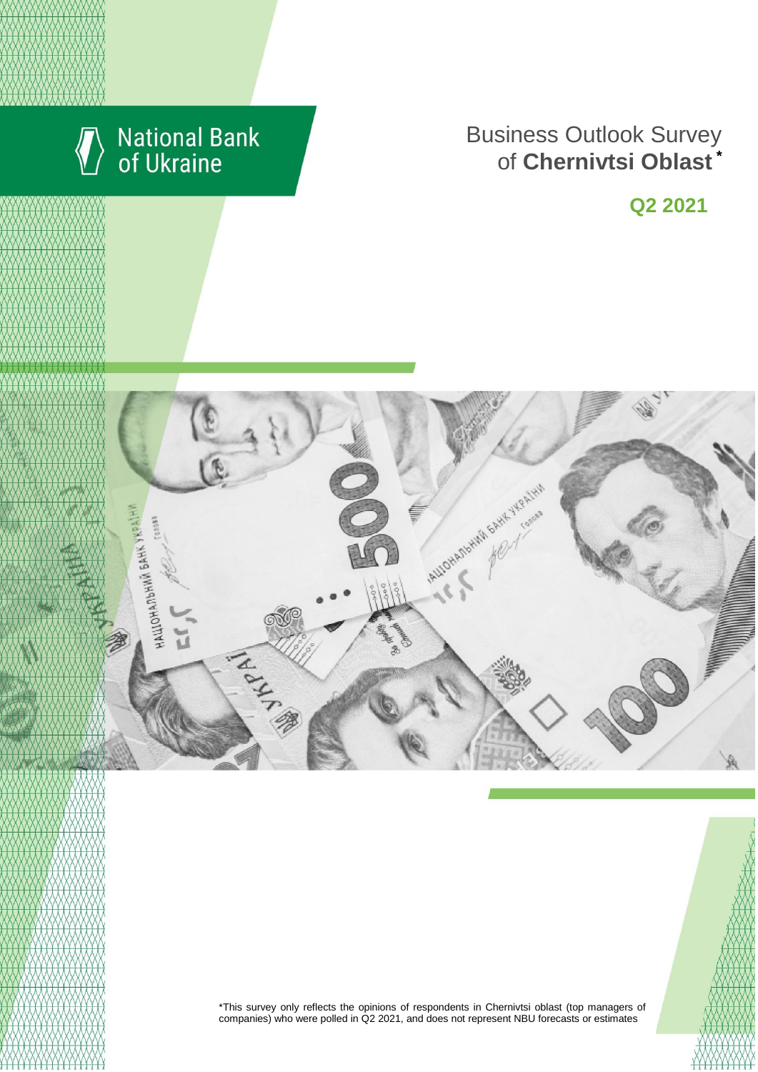National Bank of Ukraine

# Business Outlook Survey of **Chernivtsi Oblast** *

## Q2 2021

*This survey only reflects the opinions of respondents in Chernivtsi oblast (top managers of companies) who were polled in Q2 2021, and does not represent NBU forecasts or estimates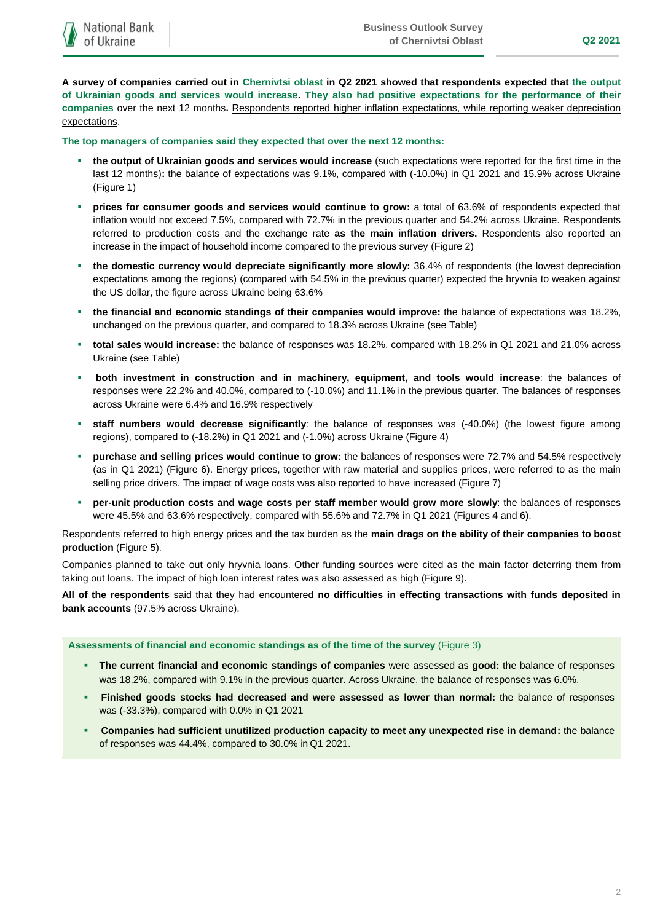**A survey of companies carried out in Chernivtsi oblast in Q2 2021 showed that respondents expected that the output of Ukrainian goods and services would increase. They also had positive expectations for the performance of their companies** over the next 12 months**.** Respondents reported higher inflation expectations, while reporting weaker depreciation expectations.

**The top managers of companies said they expected that over the next 12 months:**

- **the output of Ukrainian goods and services would increase** (such expectations were reported for the first time in the last 12 months)**:** the balance of expectations was 9.1%, compared with (-10.0%) in Q1 2021 and 15.9% across Ukraine (Figure 1)
- **prices for consumer goods and services would continue to grow:** a total of 63.6% of respondents expected that inflation would not exceed 7.5%, compared with 72.7% in the previous quarter and 54.2% across Ukraine. Respondents referred to production costs and the exchange rate **as the main inflation drivers.** Respondents also reported an increase in the impact of household income compared to the previous survey (Figure 2)
- **the domestic currency would depreciate significantly more slowly:** 36.4% of respondents (the lowest depreciation expectations among the regions) (compared with 54.5% in the previous quarter) expected the hryvnia to weaken against the US dollar, the figure across Ukraine being 63.6%
- **the financial and economic standings of their companies would improve:** the balance of expectations was 18.2%, unchanged on the previous quarter, and compared to 18.3% across Ukraine (see Table)
- **total sales would increase:** the balance of responses was 18.2%, compared with 18.2% in Q1 2021 and 21.0% across Ukraine (see Table)
- **both investment in construction and in machinery, equipment, and tools would increase**: the balances of responses were 22.2% and 40.0%, compared to (-10.0%) and 11.1% in the previous quarter. The balances of responses across Ukraine were 6.4% and 16.9% respectively
- **staff numbers would decrease significantly**: the balance of responses was (-40.0%) (the lowest figure among regions), compared to (-18.2%) in Q1 2021 and (-1.0%) across Ukraine (Figure 4)
- **purchase and selling prices would continue to grow:** the balances of responses were 72.7% and 54.5% respectively (as in Q1 2021) (Figure 6). Energy prices, together with raw material and supplies prices, were referred to as the main selling price drivers. The impact of wage costs was also reported to have increased (Figure 7)
- **per-unit production costs and wage costs per staff member would grow more slowly**: the balances of responses were 45.5% and 63.6% respectively, compared with 55.6% and 72.7% in Q1 2021 (Figures 4 and 6).

Respondents referred to high energy prices and the tax burden as the **main drags on the ability of their companies to boost production** (Figure 5).

Companies planned to take out only hryvnia loans. Other funding sources were cited as the main factor deterring them from taking out loans. The impact of high loan interest rates was also assessed as high (Figure 9).

**All of the respondents** said that they had encountered **no difficulties in effecting transactions with funds deposited in bank accounts** (97.5% across Ukraine).

**Assessments of financial and economic standings as of the time of the survey** (Figure 3)

- **The current financial and economic standings of companies** were assessed as **good:** the balance of responses was 18.2%, compared with 9.1% in the previous quarter. Across Ukraine, the balance of responses was 6.0%.
- **Finished goods stocks had decreased and were assessed as lower than normal:** the balance of responses was (-33.3%), compared with 0.0% in Q1 2021
- **Companies had sufficient unutilized production capacity to meet any unexpected rise in demand:** the balance of responses was 44.4%, compared to 30.0% in Q1 2021.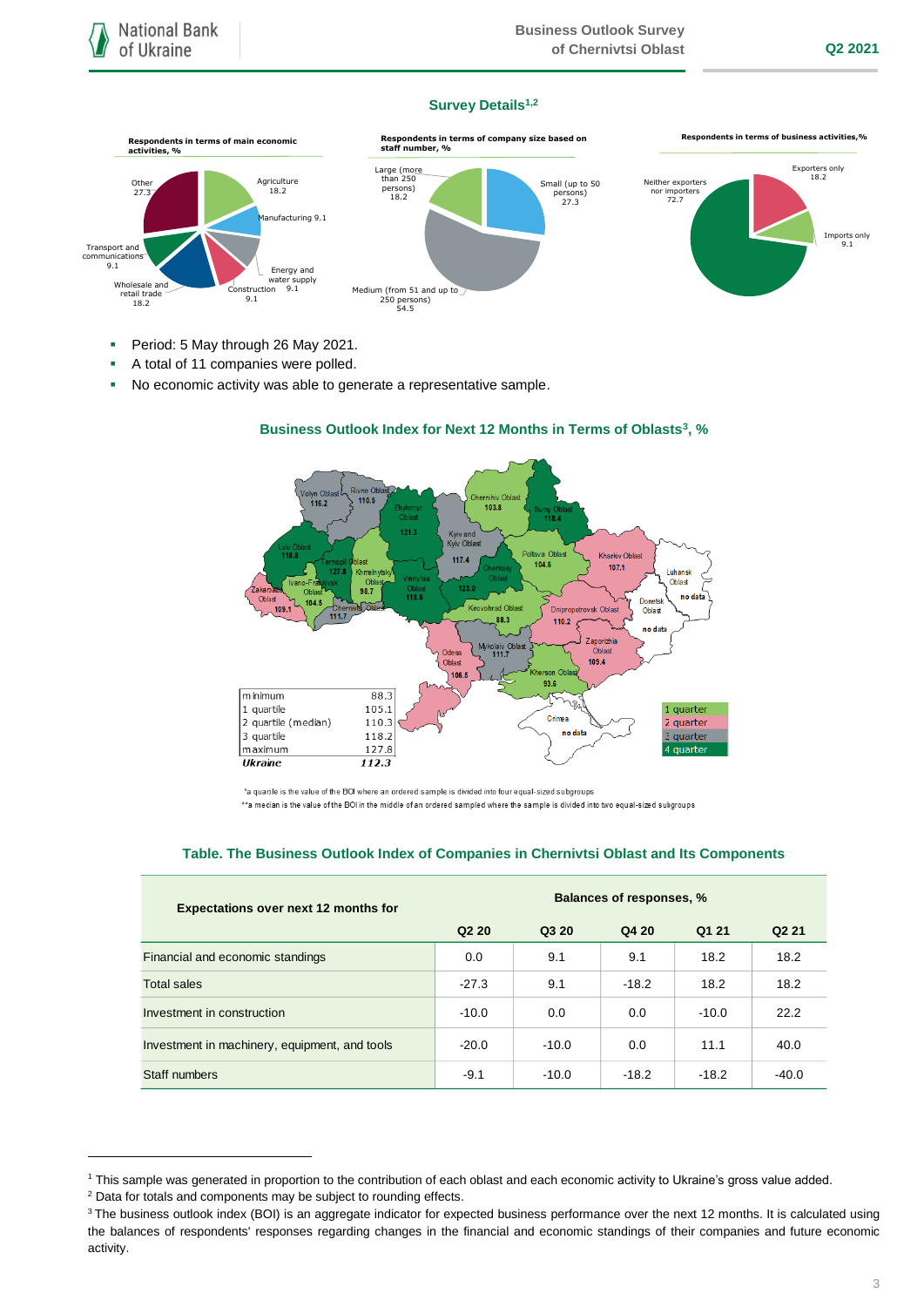## Survey Details[1,2]

**Respondents in terms of main economic activities, %**

Agriculture 18.2; Manufacturing 9.1; Energy and water supply 9.1; Construction 9.1; Wholesale and retail trade 18.2; Transport and communications 9.1; Other 27.3

**Respondents in terms of company size based on staff number, %**

Small (up to 50 persons) 27.3; Medium (from 51 and up to 250 persons) 54.5; Large (more than 250 persons) 18.2

**Respondents in terms of business activities, %**

Exporters only 18.2; Imports only 9.1; Neither exporters nor importers 72.7

- Period: 5 May through 26 May 2021.
- A total of 11 companies were polled.
- No economic activity was able to generate a representative sample.

## Business Outlook Index for Next 12 Months in Terms of Oblasts[3], %

| | |
|---|---|
| minimum | 88.3 |
| 1 quartile | 105.1 |
| 2 quartile (median) | 110.3 |
| 3 quartile | 118.2 |
| maximum | 127.8 |
| *Ukraine* | *112.3* |

Volyn Oblast 116.2; Rivne Oblast 110.5; Zhytomyr Oblast 121.3; Chernihiv Oblast 103.8; Sumy Oblast 118.4; Kyiv and Kyiv Oblast 117.4; Lviv Oblast 118.8; Ternopil Oblast 127.8; Khmelnytskyi Oblast 98.7; Vinnytsia Oblast 118.6; Cherkasy Oblast 123.0; Poltava Oblast 104.6; Kharkiv Oblast 107.1; Luhansk Oblast no data; Donetsk Oblast no data; Zakarpattia Oblast 109.1; Ivano-Frankivsk Oblast 104.5; Chernivtsi Oblast 111.7; Kirovohrad Oblast 88.3; Dnipropetrovsk Oblast 110.2; Zaporizhia Oblast 109.4; Odesa Oblast 106.5; Mykolaiv Oblast 111.7; Kherson Oblast 93.6; Crimea no data

1 quarter; 2 quarter; 3 quarter; 4 quarter

*a quartile is the value of the BOI where an ordered sample is divided into four equal-sized subgroups

**a median is the value of the BOI in the middle of an ordered sampled where the sample is divided into two equal-sized subgroups

## Table. The Business Outlook Index of Companies in Chernivtsi Oblast and Its Components

| Expectations over next 12 months for | Balances of responses, % | | | | |
|---|---|---|---|---|---|
| | **Q2 20** | **Q3 20** | **Q4 20** | **Q1 21** | **Q2 21** |
| Financial and economic standings | 0.0 | 9.1 | 9.1 | 18.2 | 18.2 |
| Total sales | -27.3 | 9.1 | -18.2 | 18.2 | 18.2 |
| Investment in construction | -10.0 | 0.0 | 0.0 | -10.0 | 22.2 |
| Investment in machinery, equipment, and tools | -20.0 | -10.0 | 0.0 | 11.1 | 40.0 |
| Staff numbers | -9.1 | -10.0 | -18.2 | -18.2 | -40.0 |

[1] This sample was generated in proportion to the contribution of each oblast and each economic activity to Ukraine's gross value added.

[2] Data for totals and components may be subject to rounding effects.

[3] The business outlook index (BOI) is an aggregate indicator for expected business performance over the next 12 months. It is calculated using the balances of respondents' responses regarding changes in the financial and economic standings of their companies and future economic activity.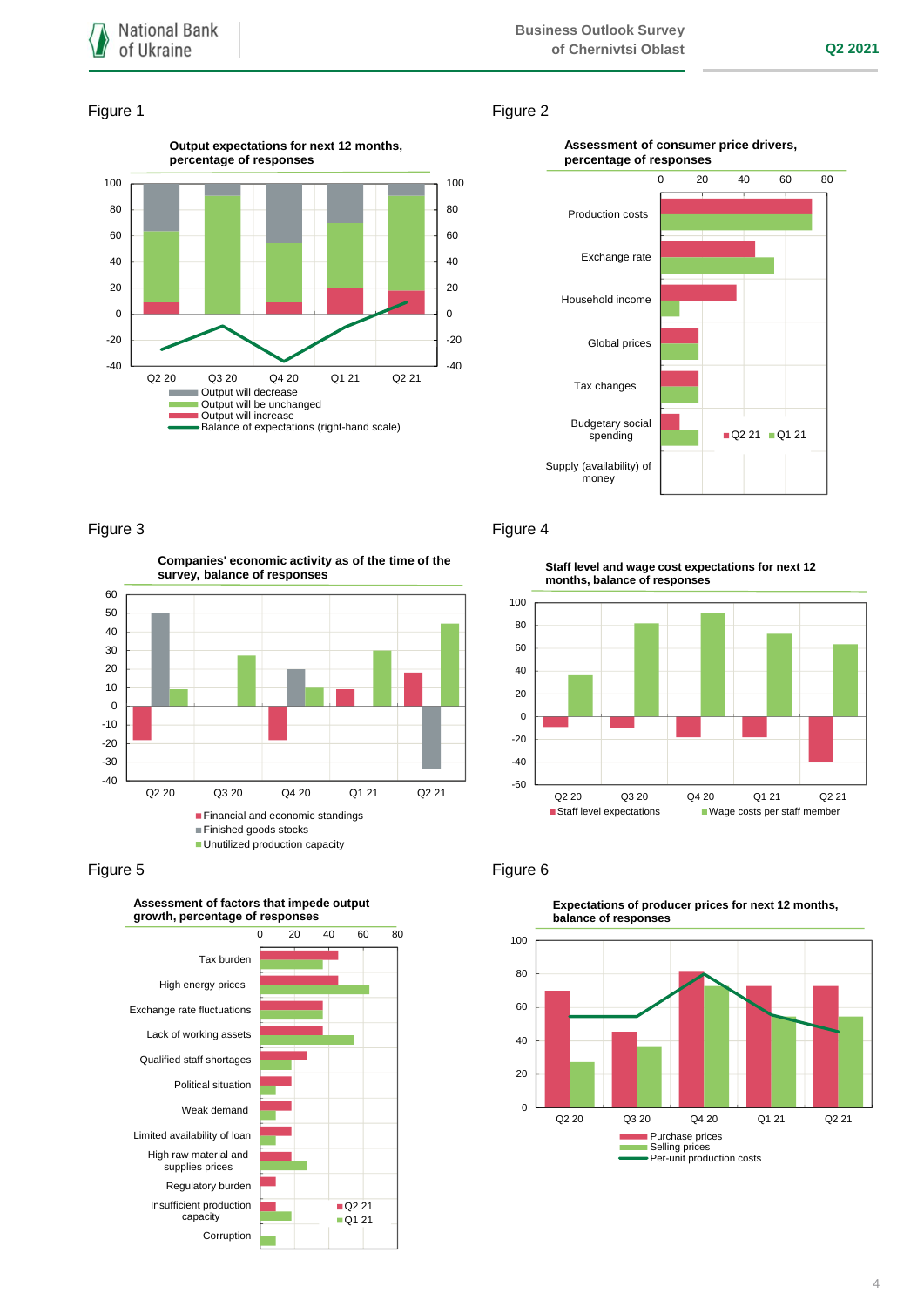Figure 1

**Output expectations for next 12 months, percentage of responses**

Q2 20, Q3 20, Q4 20, Q1 21, Q2 21

- Output will decrease
- Output will be unchanged
- Output will increase
- Balance of expectations (right-hand scale)

Figure 2

**Assessment of consumer price drivers, percentage of responses**

Production costs
Exchange rate
Household income
Global prices
Tax changes
Budgetary social spending
Supply (availability) of money

Q2 21 | Q1 21

Figure 3

**Companies' economic activity as of the time of the survey, balance of responses**

Q2 20, Q3 20, Q4 20, Q1 21, Q2 21

- Financial and economic standings
- Finished goods stocks
- Unutilized production capacity

Figure 4

**Staff level and wage cost expectations for next 12 months, balance of responses**

Q2 20, Q3 20, Q4 20, Q1 21, Q2 21

- Staff level expectations
- Wage costs per staff member

Figure 5

**Assessment of factors that impede output growth, percentage of responses**

Tax burden
High energy prices
Exchange rate fluctuations
Lack of working assets
Qualified staff shortages
Political situation
Weak demand
Limited availability of loan
High raw material and supplies prices
Regulatory burden
Insufficient production capacity
Corruption

Q2 21 | Q1 21

Figure 6

**Expectations of producer prices for next 12 months, balance of responses**

Q2 20, Q3 20, Q4 20, Q1 21, Q2 21

- Purchase prices
- Selling prices
- Per-unit production costs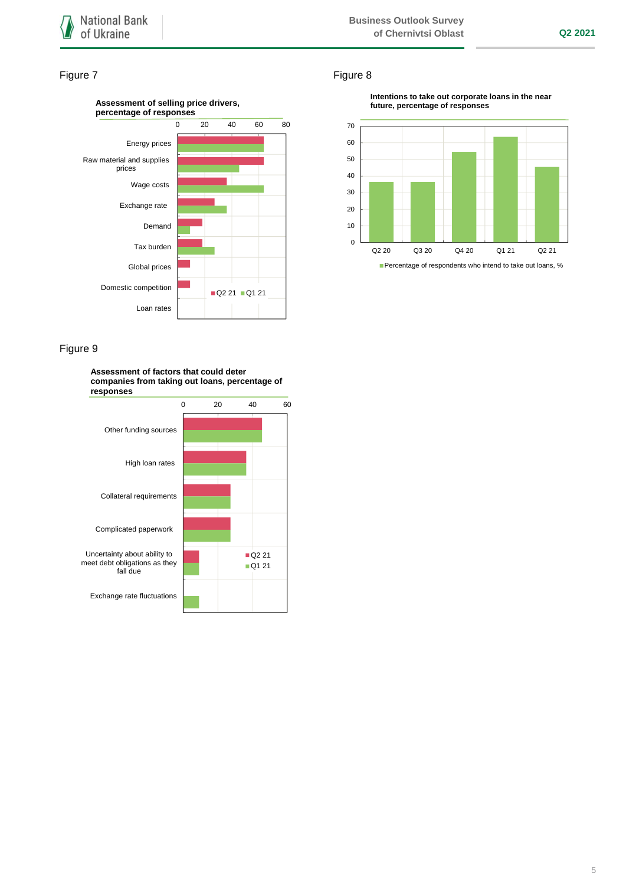Figure 7

**Assessment of selling price drivers, percentage of responses**

0 20 40 60 80

Energy prices

Raw material and supplies prices

Wage costs

Exchange rate

Demand

Tax burden

Global prices

Domestic competition

Loan rates

Q2 21 Q1 21

Figure 8

**Intentions to take out corporate loans in the near future, percentage of responses**

70 60 50 40 30 20 10 0

Q2 20 Q3 20 Q4 20 Q1 21 Q2 21

Percentage of respondents who intend to take out loans, %

Figure 9

**Assessment of factors that could deter companies from taking out loans, percentage of responses**

0 20 40 60

Other funding sources

High loan rates

Collateral requirements

Complicated paperwork

Uncertainty about ability to meet debt obligations as they fall due

Exchange rate fluctuations

Q2 21 Q1 21